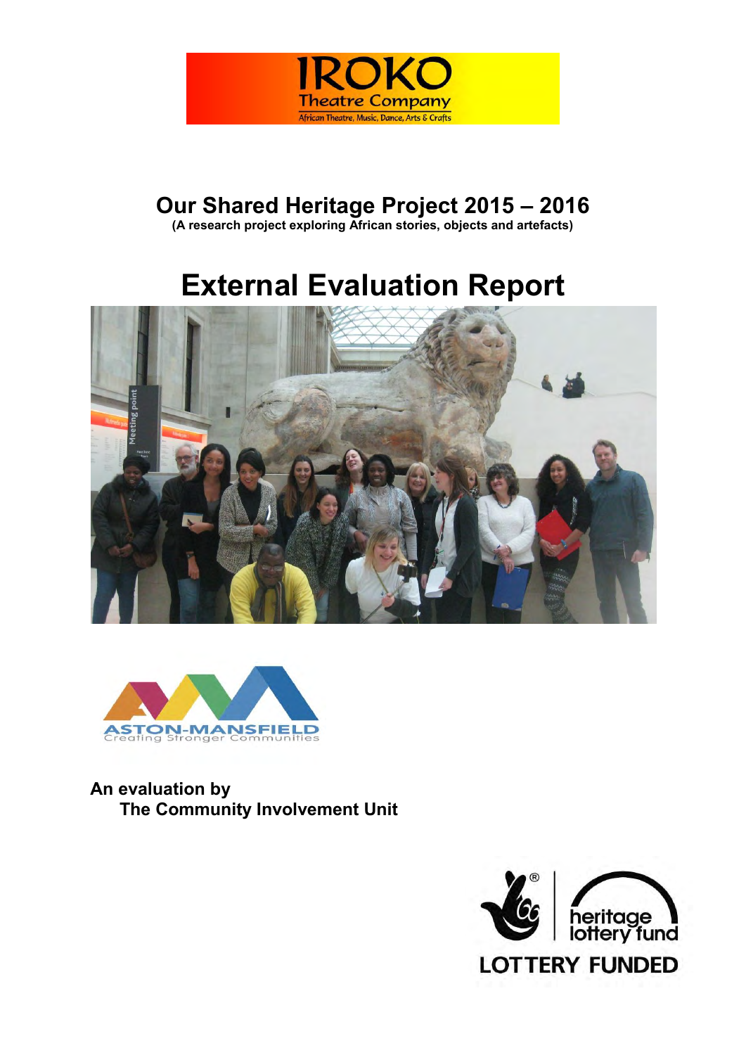IROKO Theatre Company

African Theatre, Music, Dance, Arts & Crafts

# Our Shared Heritage Project 2015 – 2016

**(A research project exploring African stories, objects and artefacts)**

# External Evaluation Report

ASTON-MANSFIELD

Creating Stronger Communities

**An evaluation by**
**The Community Involvement Unit**

heritage lottery fund

LOTTERY FUNDED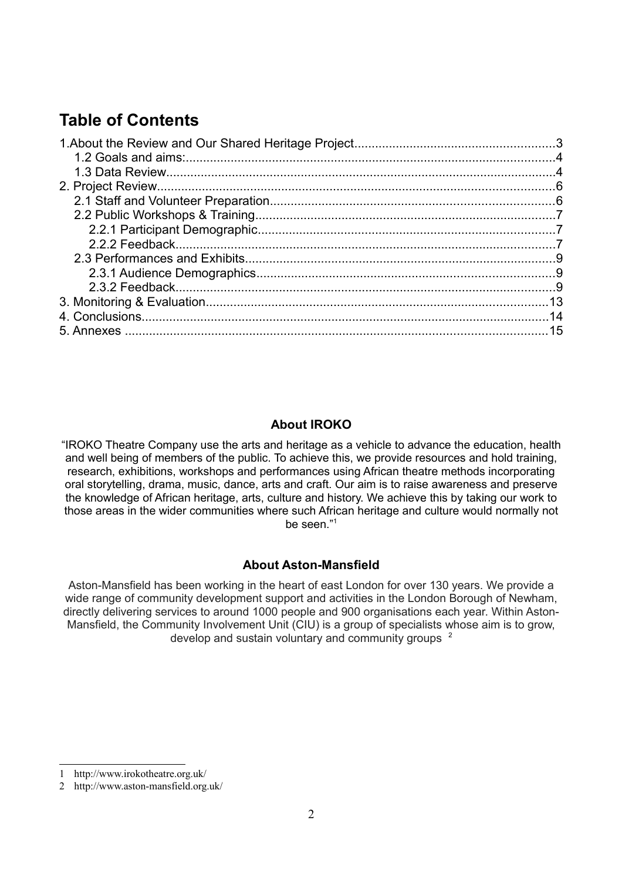# Table of Contents

1.About the Review and Our Shared Heritage Project....................3
- 1.2 Goals and aims:....................4
- 1.3 Data Review....................4

2. Project Review....................6
- 2.1 Staff and Volunteer Preparation....................6
- 2.2 Public Workshops & Training....................7
  - 2.2.1 Participant Demographic....................7
  - 2.2.2 Feedback....................7
- 2.3 Performances and Exhibits....................9
  - 2.3.1 Audience Demographics....................9
  - 2.3.2 Feedback....................9

3. Monitoring & Evaluation....................13
4. Conclusions....................14
5. Annexes ....................15

### About IROKO

"IROKO Theatre Company use the arts and heritage as a vehicle to advance the education, health and well being of members of the public. To achieve this, we provide resources and hold training, research, exhibitions, workshops and performances using African theatre methods incorporating oral storytelling, drama, music, dance, arts and craft. Our aim is to raise awareness and preserve the knowledge of African heritage, arts, culture and history. We achieve this by taking our work to those areas in the wider communities where such African heritage and culture would normally not be seen."[1]

### About Aston-Mansfield

Aston-Mansfield has been working in the heart of east London for over 130 years. We provide a wide range of community development support and activities in the London Borough of Newham, directly delivering services to around 1000 people and 900 organisations each year. Within Aston-Mansfield, the Community Involvement Unit (CIU) is a group of specialists whose aim is to grow, develop and sustain voluntary and community groups [2]

---

1 http://www.irokotheatre.org.uk/

2 http://www.aston-mansfield.org.uk/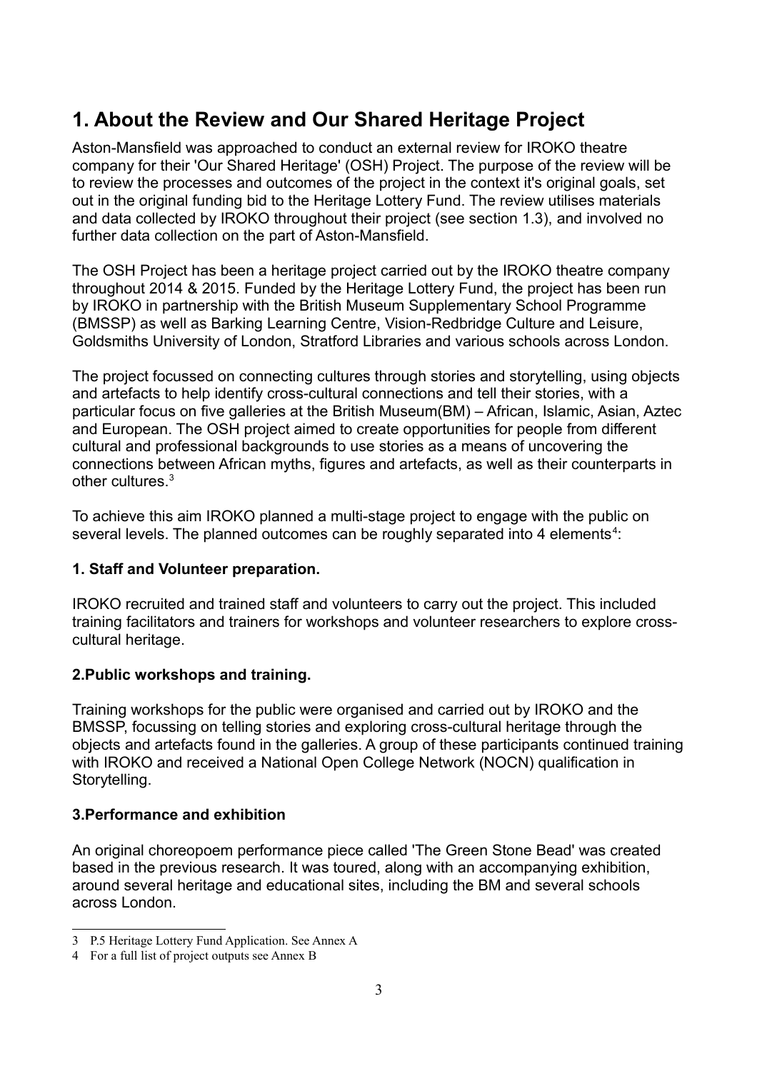# 1. About the Review and Our Shared Heritage Project

Aston-Mansfield was approached to conduct an external review for IROKO theatre company for their 'Our Shared Heritage' (OSH) Project. The purpose of the review will be to review the processes and outcomes of the project in the context it's original goals, set out in the original funding bid to the Heritage Lottery Fund. The review utilises materials and data collected by IROKO throughout their project (see section 1.3), and involved no further data collection on the part of Aston-Mansfield.

The OSH Project has been a heritage project carried out by the IROKO theatre company throughout 2014 & 2015. Funded by the Heritage Lottery Fund, the project has been run by IROKO in partnership with the British Museum Supplementary School Programme (BMSSP) as well as Barking Learning Centre, Vision-Redbridge Culture and Leisure, Goldsmiths University of London, Stratford Libraries and various schools across London.

The project focussed on connecting cultures through stories and storytelling, using objects and artefacts to help identify cross-cultural connections and tell their stories, with a particular focus on five galleries at the British Museum(BM) – African, Islamic, Asian, Aztec and European. The OSH project aimed to create opportunities for people from different cultural and professional backgrounds to use stories as a means of uncovering the connections between African myths, figures and artefacts, as well as their counterparts in other cultures.[3]

To achieve this aim IROKO planned a multi-stage project to engage with the public on several levels. The planned outcomes can be roughly separated into 4 elements[4]:

**1. Staff and Volunteer preparation.**

IROKO recruited and trained staff and volunteers to carry out the project. This included training facilitators and trainers for workshops and volunteer researchers to explore cross-cultural heritage.

**2.Public workshops and training.**

Training workshops for the public were organised and carried out by IROKO and the BMSSP, focussing on telling stories and exploring cross-cultural heritage through the objects and artefacts found in the galleries. A group of these participants continued training with IROKO and received a National Open College Network (NOCN) qualification in Storytelling.

**3.Performance and exhibition**

An original choreopoem performance piece called 'The Green Stone Bead' was created based in the previous research. It was toured, along with an accompanying exhibition, around several heritage and educational sites, including the BM and several schools across London.

---

3 P.5 Heritage Lottery Fund Application. See Annex A

4 For a full list of project outputs see Annex B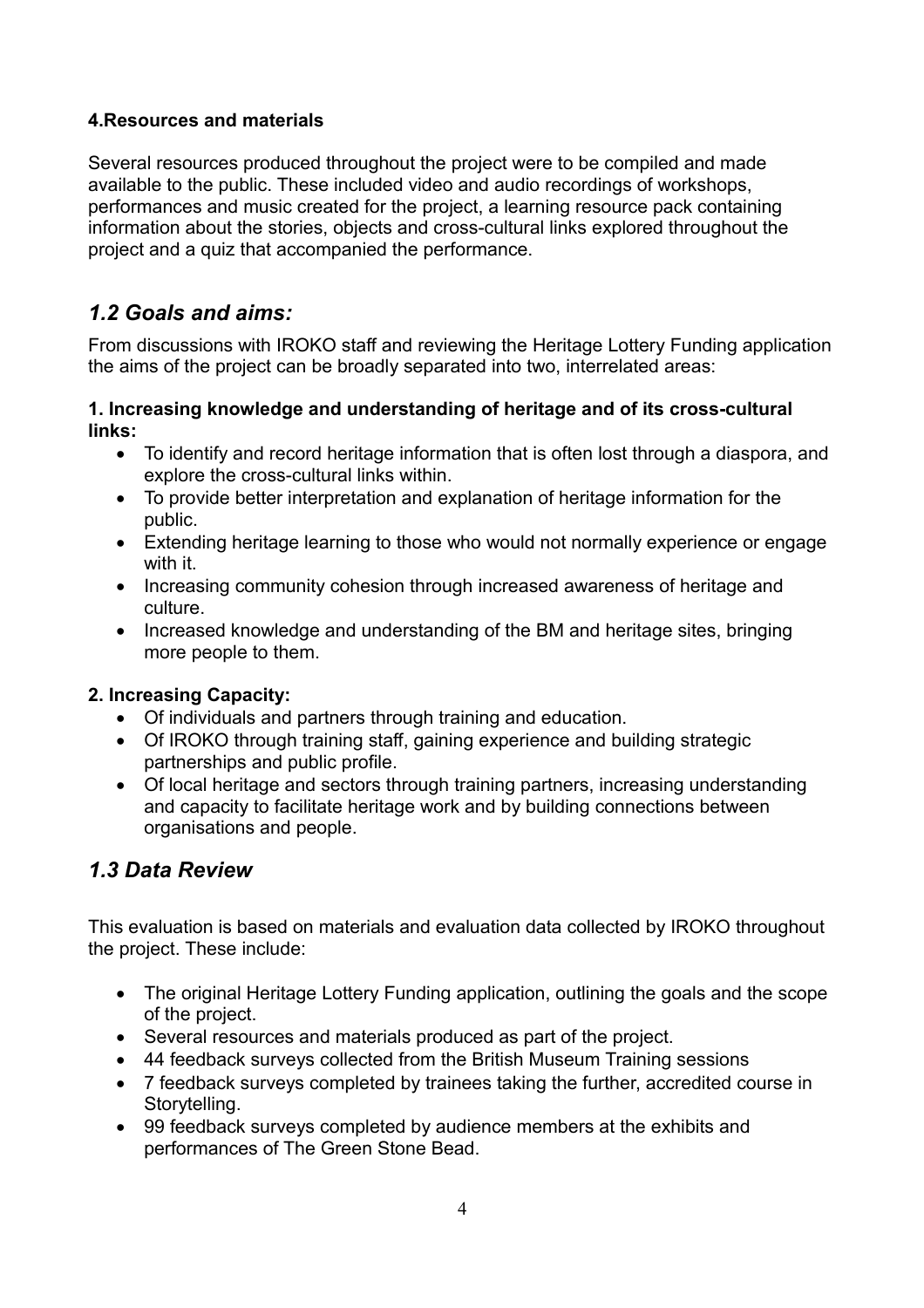**4.Resources and materials**

Several resources produced throughout the project were to be compiled and made available to the public. These included video and audio recordings of workshops, performances and music created for the project, a learning resource pack containing information about the stories, objects and cross-cultural links explored throughout the project and a quiz that accompanied the performance.

## *1.2 Goals and aims:*

From discussions with IROKO staff and reviewing the Heritage Lottery Funding application the aims of the project can be broadly separated into two, interrelated areas:

**1. Increasing knowledge and understanding of heritage and of its cross-cultural links:**

- To identify and record heritage information that is often lost through a diaspora, and explore the cross-cultural links within.
- To provide better interpretation and explanation of heritage information for the public.
- Extending heritage learning to those who would not normally experience or engage with it.
- Increasing community cohesion through increased awareness of heritage and culture.
- Increased knowledge and understanding of the BM and heritage sites, bringing more people to them.

**2. Increasing Capacity:**

- Of individuals and partners through training and education.
- Of IROKO through training staff, gaining experience and building strategic partnerships and public profile.
- Of local heritage and sectors through training partners, increasing understanding and capacity to facilitate heritage work and by building connections between organisations and people.

## *1.3 Data Review*

This evaluation is based on materials and evaluation data collected by IROKO throughout the project. These include:

- The original Heritage Lottery Funding application, outlining the goals and the scope of the project.
- Several resources and materials produced as part of the project.
- 44 feedback surveys collected from the British Museum Training sessions
- 7 feedback surveys completed by trainees taking the further, accredited course in Storytelling.
- 99 feedback surveys completed by audience members at the exhibits and performances of The Green Stone Bead.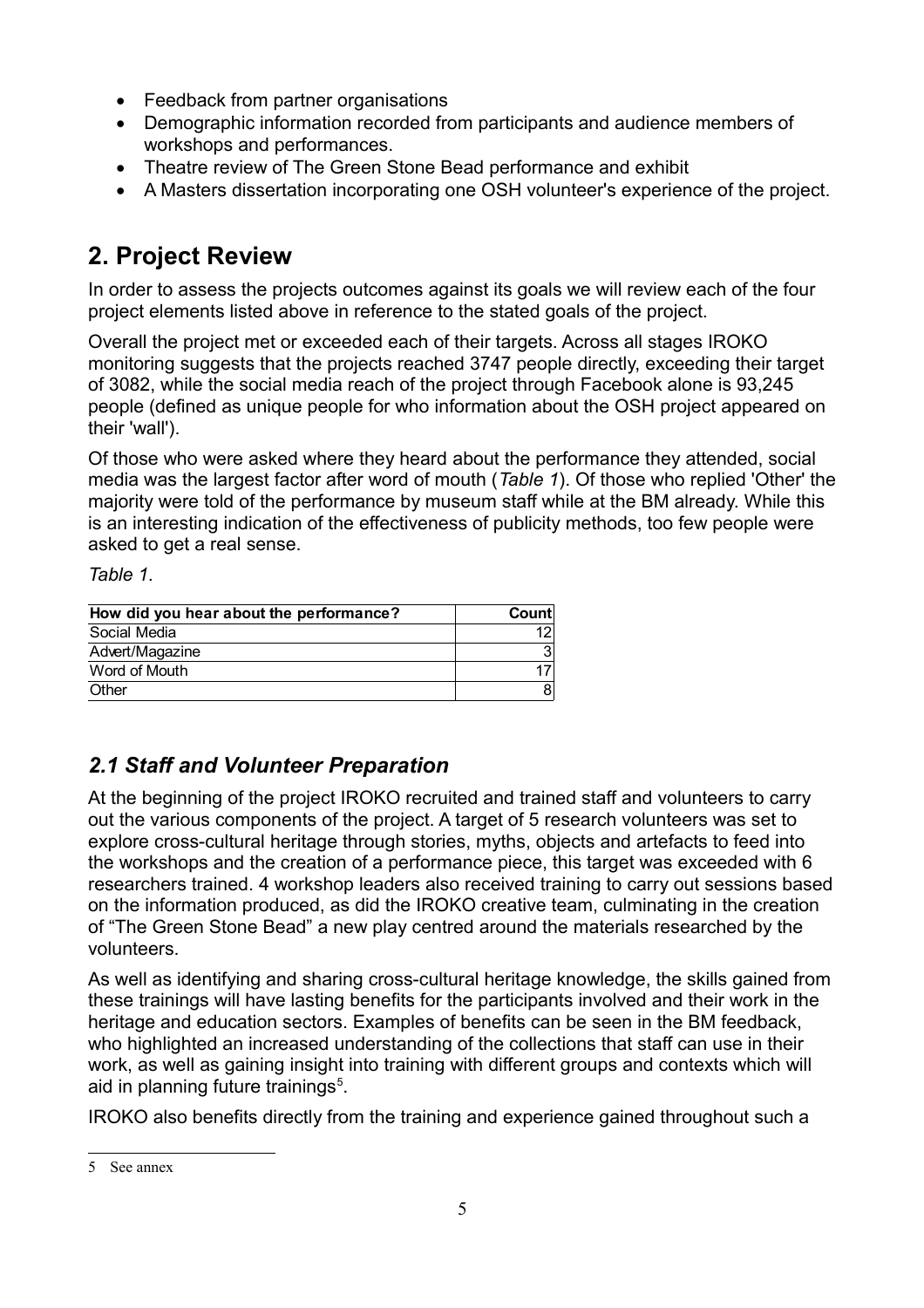- Feedback from partner organisations
- Demographic information recorded from participants and audience members of workshops and performances.
- Theatre review of The Green Stone Bead performance and exhibit
- A Masters dissertation incorporating one OSH volunteer's experience of the project.

## 2. Project Review

In order to assess the projects outcomes against its goals we will review each of the four project elements listed above in reference to the stated goals of the project.

Overall the project met or exceeded each of their targets. Across all stages IROKO monitoring suggests that the projects reached 3747 people directly, exceeding their target of 3082, while the social media reach of the project through Facebook alone is 93,245 people (defined as unique people for who information about the OSH project appeared on their 'wall').

Of those who were asked where they heard about the performance they attended, social media was the largest factor after word of mouth (*Table 1*). Of those who replied 'Other' the majority were told of the performance by museum staff while at the BM already. While this is an interesting indication of the effectiveness of publicity methods, too few people were asked to get a real sense.

*Table 1.*

| How did you hear about the performance? | Count |
|---|---|
| Social Media | 12 |
| Advert/Magazine | 3 |
| Word of Mouth | 17 |
| Other | 8 |

### *2.1 Staff and Volunteer Preparation*

At the beginning of the project IROKO recruited and trained staff and volunteers to carry out the various components of the project. A target of 5 research volunteers was set to explore cross-cultural heritage through stories, myths, objects and artefacts to feed into the workshops and the creation of a performance piece, this target was exceeded with 6 researchers trained. 4 workshop leaders also received training to carry out sessions based on the information produced, as did the IROKO creative team, culminating in the creation of "The Green Stone Bead" a new play centred around the materials researched by the volunteers.

As well as identifying and sharing cross-cultural heritage knowledge, the skills gained from these trainings will have lasting benefits for the participants involved and their work in the heritage and education sectors. Examples of benefits can be seen in the BM feedback, who highlighted an increased understanding of the collections that staff can use in their work, as well as gaining insight into training with different groups and contexts which will aid in planning future trainings[5].

IROKO also benefits directly from the training and experience gained throughout such a

[5] See annex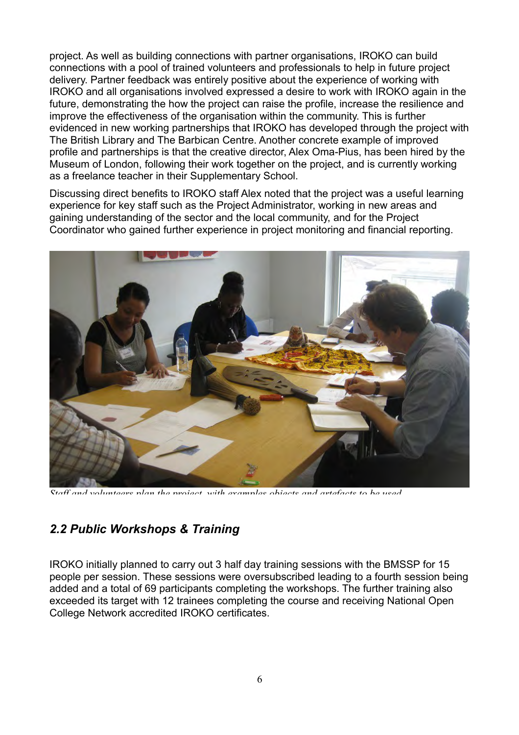project. As well as building connections with partner organisations, IROKO can build connections with a pool of trained volunteers and professionals to help in future project delivery. Partner feedback was entirely positive about the experience of working with IROKO and all organisations involved expressed a desire to work with IROKO again in the future, demonstrating the how the project can raise the profile, increase the resilience and improve the effectiveness of the organisation within the community. This is further evidenced in new working partnerships that IROKO has developed through the project with The British Library and The Barbican Centre. Another concrete example of improved profile and partnerships is that the creative director, Alex Oma-Pius, has been hired by the Museum of London, following their work together on the project, and is currently working as a freelance teacher in their Supplementary School.

Discussing direct benefits to IROKO staff Alex noted that the project was a useful learning experience for key staff such as the Project Administrator, working in new areas and gaining understanding of the sector and the local community, and for the Project Coordinator who gained further experience in project monitoring and financial reporting.

*Staff and volunteers plan the project, with examples objects and artefacts to be used*

## *2.2 Public Workshops & Training*

IROKO initially planned to carry out 3 half day training sessions with the BMSSP for 15 people per session. These sessions were oversubscribed leading to a fourth session being added and a total of 69 participants completing the workshops. The further training also exceeded its target with 12 trainees completing the course and receiving National Open College Network accredited IROKO certificates.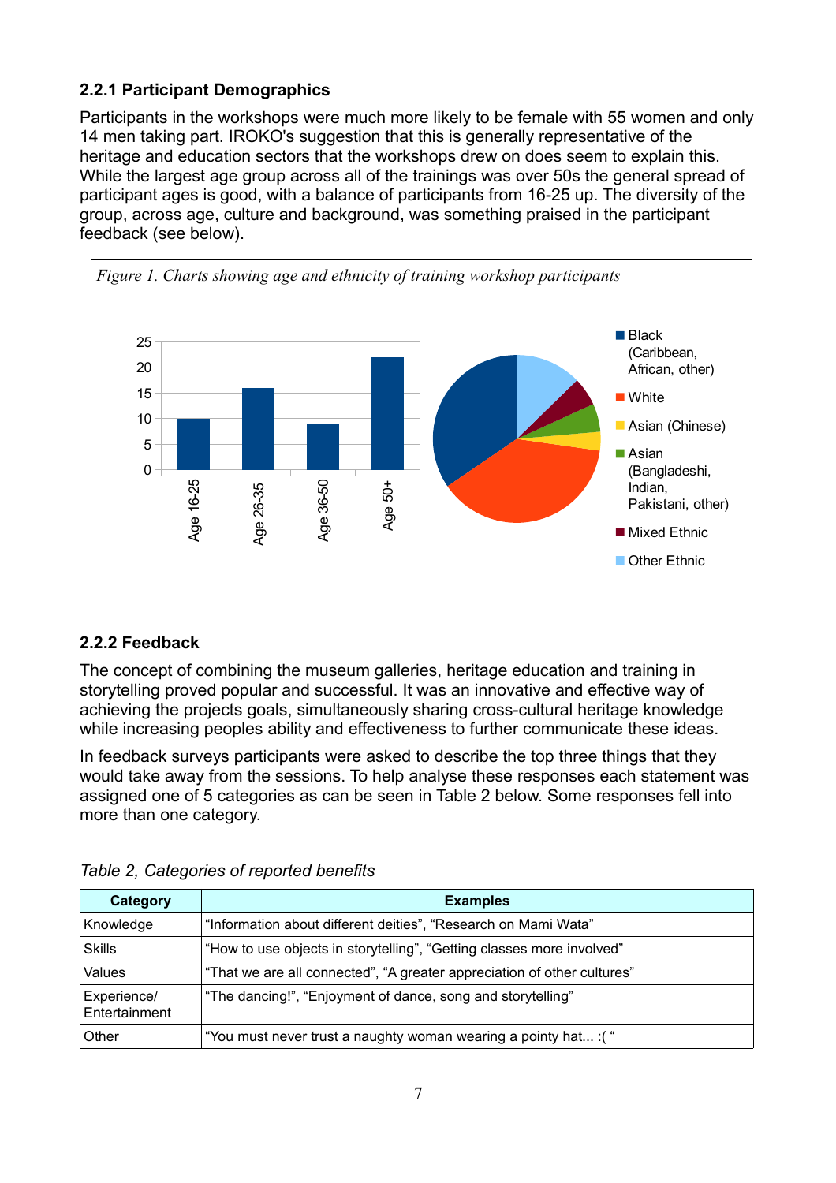### 2.2.1 Participant Demographics

Participants in the workshops were much more likely to be female with 55 women and only 14 men taking part. IROKO's suggestion that this is generally representative of the heritage and education sectors that the workshops drew on does seem to explain this. While the largest age group across all of the trainings was over 50s the general spread of participant ages is good, with a balance of participants from 16-25 up. The diversity of the group, across age, culture and background, was something praised in the participant feedback (see below).

*Figure 1. Charts showing age and ethnicity of training workshop participants*

### 2.2.2 Feedback

The concept of combining the museum galleries, heritage education and training in storytelling proved popular and successful. It was an innovative and effective way of achieving the projects goals, simultaneously sharing cross-cultural heritage knowledge while increasing peoples ability and effectiveness to further communicate these ideas.

In feedback surveys participants were asked to describe the top three things that they would take away from the sessions. To help analyse these responses each statement was assigned one of 5 categories as can be seen in Table 2 below. Some responses fell into more than one category.

*Table 2, Categories of reported benefits*

| Category | Examples |
|---|---|
| Knowledge | "Information about different deities", "Research on Mami Wata" |
| Skills | "How to use objects in storytelling", "Getting classes more involved" |
| Values | "That we are all connected", "A greater appreciation of other cultures" |
| Experience/ Entertainment | "The dancing!", "Enjoyment of dance, song and storytelling" |
| Other | "You must never trust a naughty woman wearing a pointy hat... :( " |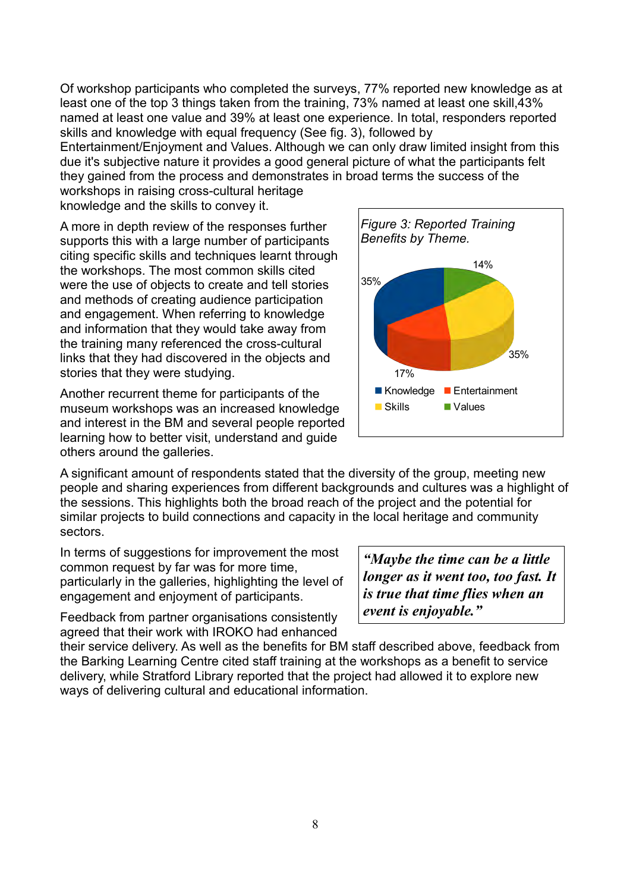Of workshop participants who completed the surveys, 77% reported new knowledge as at least one of the top 3 things taken from the training, 73% named at least one skill,43% named at least one value and 39% at least one experience. In total, responders reported skills and knowledge with equal frequency (See fig. 3), followed by Entertainment/Enjoyment and Values. Although we can only draw limited insight from this due it's subjective nature it provides a good general picture of what the participants felt they gained from the process and demonstrates in broad terms the success of the workshops in raising cross-cultural heritage knowledge and the skills to convey it.

*Figure 3: Reported Training Benefits by Theme.*

| Theme | % |
|---|---|
| Knowledge | 35% |
| Skills | 35% |
| Entertainment | 17% |
| Values | 14% |

A more in depth review of the responses further supports this with a large number of participants citing specific skills and techniques learnt through the workshops. The most common skills cited were the use of objects to create and tell stories and methods of creating audience participation and engagement. When referring to knowledge and information that they would take away from the training many referenced the cross-cultural links that they had discovered in the objects and stories that they were studying.

Another recurrent theme for participants of the museum workshops was an increased knowledge and interest in the BM and several people reported learning how to better visit, understand and guide others around the galleries.

A significant amount of respondents stated that the diversity of the group, meeting new people and sharing experiences from different backgrounds and cultures was a highlight of the sessions. This highlights both the broad reach of the project and the potential for similar projects to build connections and capacity in the local heritage and community sectors.

In terms of suggestions for improvement the most common request by far was for more time, particularly in the galleries, highlighting the level of engagement and enjoyment of participants.

> ***"Maybe the time can be a little longer as it went too, too fast. It is true that time flies when an event is enjoyable."***

Feedback from partner organisations consistently agreed that their work with IROKO had enhanced their service delivery. As well as the benefits for BM staff described above, feedback from the Barking Learning Centre cited staff training at the workshops as a benefit to service delivery, while Stratford Library reported that the project had allowed it to explore new ways of delivering cultural and educational information.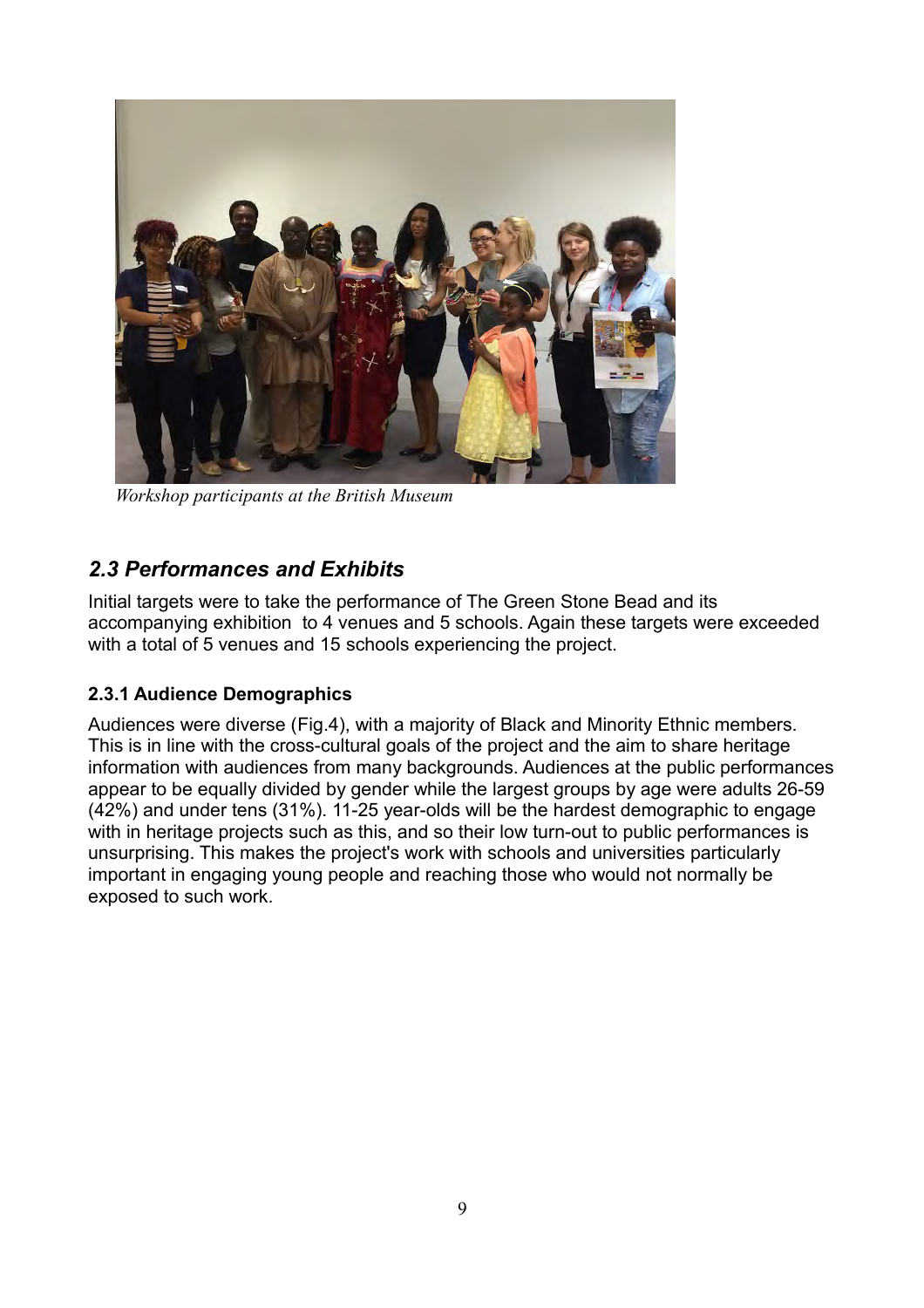*Workshop participants at the British Museum*

## *2.3 Performances and Exhibits*

Initial targets were to take the performance of The Green Stone Bead and its accompanying exhibition to 4 venues and 5 schools. Again these targets were exceeded with a total of 5 venues and 15 schools experiencing the project.

### 2.3.1 Audience Demographics

Audiences were diverse (Fig.4), with a majority of Black and Minority Ethnic members. This is in line with the cross-cultural goals of the project and the aim to share heritage information with audiences from many backgrounds. Audiences at the public performances appear to be equally divided by gender while the largest groups by age were adults 26-59 (42%) and under tens (31%). 11-25 year-olds will be the hardest demographic to engage with in heritage projects such as this, and so their low turn-out to public performances is unsurprising. This makes the project's work with schools and universities particularly important in engaging young people and reaching those who would not normally be exposed to such work.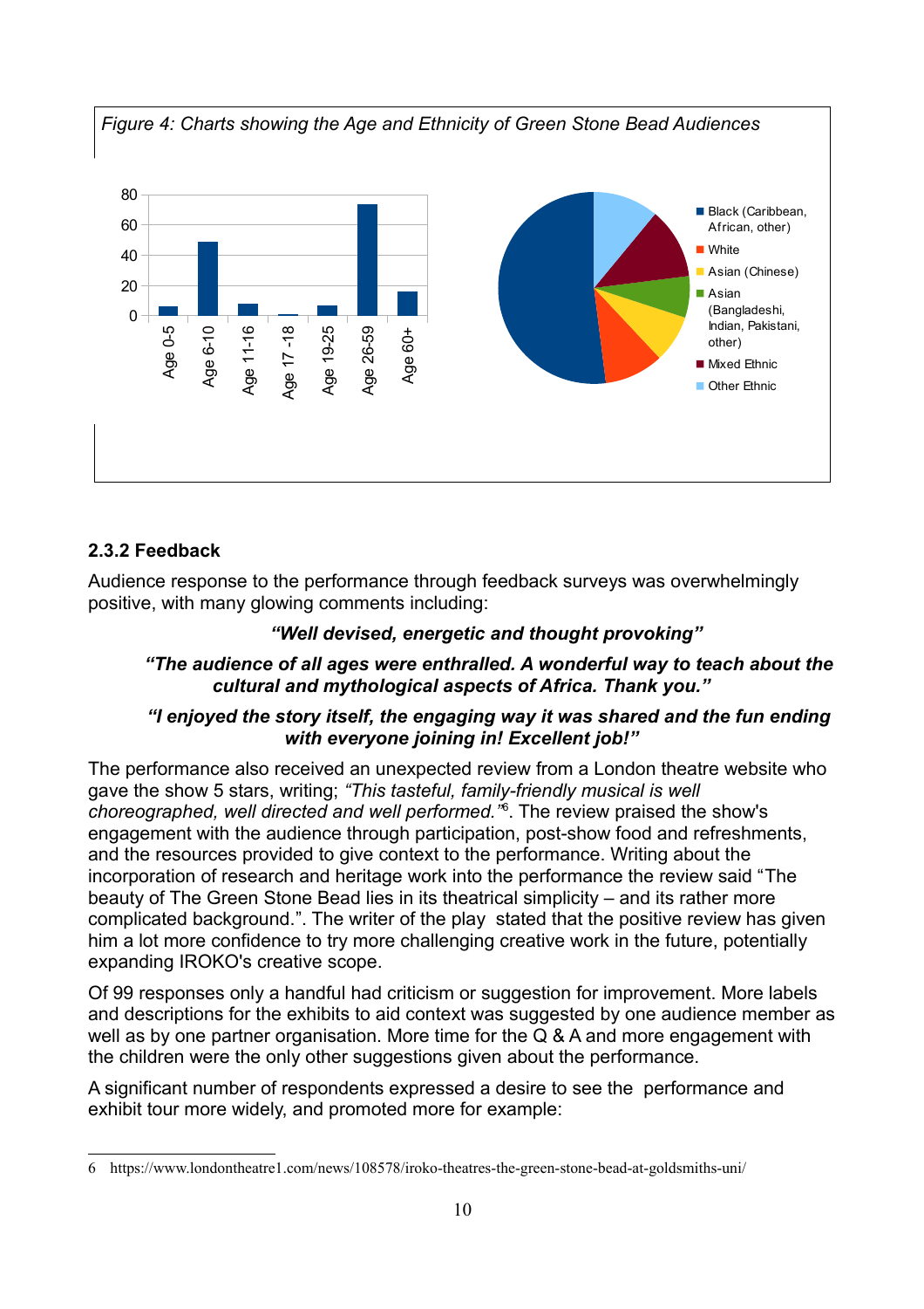*Figure 4: Charts showing the Age and Ethnicity of Green Stone Bead Audiences*

## 2.3.2 Feedback

Audience response to the performance through feedback surveys was overwhelmingly positive, with many glowing comments including:

***"Well devised, energetic and thought provoking"***

***"The audience of all ages were enthralled. A wonderful way to teach about the cultural and mythological aspects of Africa. Thank you."***

***"I enjoyed the story itself, the engaging way it was shared and the fun ending with everyone joining in! Excellent job!"***

The performance also received an unexpected review from a London theatre website who gave the show 5 stars, writing; *"This tasteful, family-friendly musical is well choreographed, well directed and well performed."*[6]. The review praised the show's engagement with the audience through participation, post-show food and refreshments, and the resources provided to give context to the performance. Writing about the incorporation of research and heritage work into the performance the review said "The beauty of The Green Stone Bead lies in its theatrical simplicity – and its rather more complicated background.". The writer of the play stated that the positive review has given him a lot more confidence to try more challenging creative work in the future, potentially expanding IROKO's creative scope.

Of 99 responses only a handful had criticism or suggestion for improvement. More labels and descriptions for the exhibits to aid context was suggested by one audience member as well as by one partner organisation. More time for the Q & A and more engagement with the children were the only other suggestions given about the performance.

A significant number of respondents expressed a desire to see the performance and exhibit tour more widely, and promoted more for example:

---

6 https://www.londontheatre1.com/news/108578/iroko-theatres-the-green-stone-bead-at-goldsmiths-uni/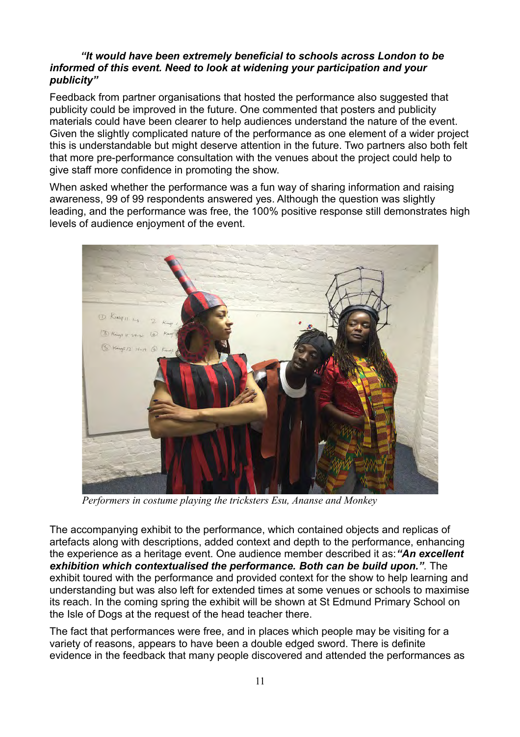***"It would have been extremely beneficial to schools across London to be informed of this event. Need to look at widening your participation and your publicity"***

Feedback from partner organisations that hosted the performance also suggested that publicity could be improved in the future. One commented that posters and publicity materials could have been clearer to help audiences understand the nature of the event. Given the slightly complicated nature of the performance as one element of a wider project this is understandable but might deserve attention in the future. Two partners also both felt that more pre-performance consultation with the venues about the project could help to give staff more confidence in promoting the show.

When asked whether the performance was a fun way of sharing information and raising awareness, 99 of 99 respondents answered yes. Although the question was slightly leading, and the performance was free, the 100% positive response still demonstrates high levels of audience enjoyment of the event.

*Performers in costume playing the tricksters Esu, Ananse and Monkey*

The accompanying exhibit to the performance, which contained objects and replicas of artefacts along with descriptions, added context and depth to the performance, enhancing the experience as a heritage event. One audience member described it as: ***"An excellent exhibition which contextualised the performance. Both can be build upon."***. The exhibit toured with the performance and provided context for the show to help learning and understanding but was also left for extended times at some venues or schools to maximise its reach. In the coming spring the exhibit will be shown at St Edmund Primary School on the Isle of Dogs at the request of the head teacher there.

The fact that performances were free, and in places which people may be visiting for a variety of reasons, appears to have been a double edged sword. There is definite evidence in the feedback that many people discovered and attended the performances as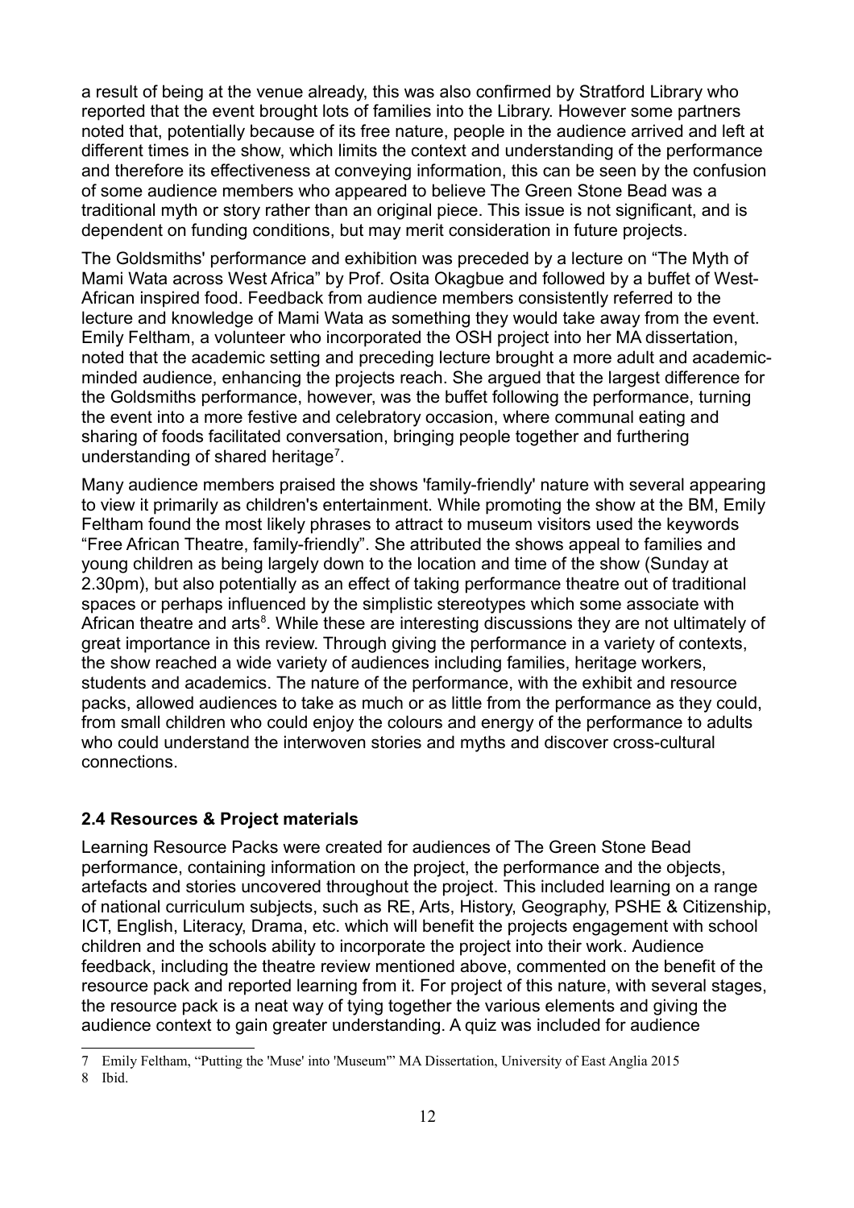a result of being at the venue already, this was also confirmed by Stratford Library who reported that the event brought lots of families into the Library. However some partners noted that, potentially because of its free nature, people in the audience arrived and left at different times in the show, which limits the context and understanding of the performance and therefore its effectiveness at conveying information, this can be seen by the confusion of some audience members who appeared to believe The Green Stone Bead was a traditional myth or story rather than an original piece. This issue is not significant, and is dependent on funding conditions, but may merit consideration in future projects.

The Goldsmiths' performance and exhibition was preceded by a lecture on "The Myth of Mami Wata across West Africa" by Prof. Osita Okagbue and followed by a buffet of West-African inspired food. Feedback from audience members consistently referred to the lecture and knowledge of Mami Wata as something they would take away from the event. Emily Feltham, a volunteer who incorporated the OSH project into her MA dissertation, noted that the academic setting and preceding lecture brought a more adult and academic-minded audience, enhancing the projects reach. She argued that the largest difference for the Goldsmiths performance, however, was the buffet following the performance, turning the event into a more festive and celebratory occasion, where communal eating and sharing of foods facilitated conversation, bringing people together and furthering understanding of shared heritage[7].

Many audience members praised the shows 'family-friendly' nature with several appearing to view it primarily as children's entertainment. While promoting the show at the BM, Emily Feltham found the most likely phrases to attract to museum visitors used the keywords "Free African Theatre, family-friendly". She attributed the shows appeal to families and young children as being largely down to the location and time of the show (Sunday at 2.30pm), but also potentially as an effect of taking performance theatre out of traditional spaces or perhaps influenced by the simplistic stereotypes which some associate with African theatre and arts[8]. While these are interesting discussions they are not ultimately of great importance in this review. Through giving the performance in a variety of contexts, the show reached a wide variety of audiences including families, heritage workers, students and academics. The nature of the performance, with the exhibit and resource packs, allowed audiences to take as much or as little from the performance as they could, from small children who could enjoy the colours and energy of the performance to adults who could understand the interwoven stories and myths and discover cross-cultural connections.

### 2.4 Resources & Project materials

Learning Resource Packs were created for audiences of The Green Stone Bead performance, containing information on the project, the performance and the objects, artefacts and stories uncovered throughout the project. This included learning on a range of national curriculum subjects, such as RE, Arts, History, Geography, PSHE & Citizenship, ICT, English, Literacy, Drama, etc. which will benefit the projects engagement with school children and the schools ability to incorporate the project into their work. Audience feedback, including the theatre review mentioned above, commented on the benefit of the resource pack and reported learning from it. For project of this nature, with several stages, the resource pack is a neat way of tying together the various elements and giving the audience context to gain greater understanding. A quiz was included for audience

---

7 Emily Feltham, "Putting the 'Muse' into 'Museum'" MA Dissertation, University of East Anglia 2015

8 Ibid.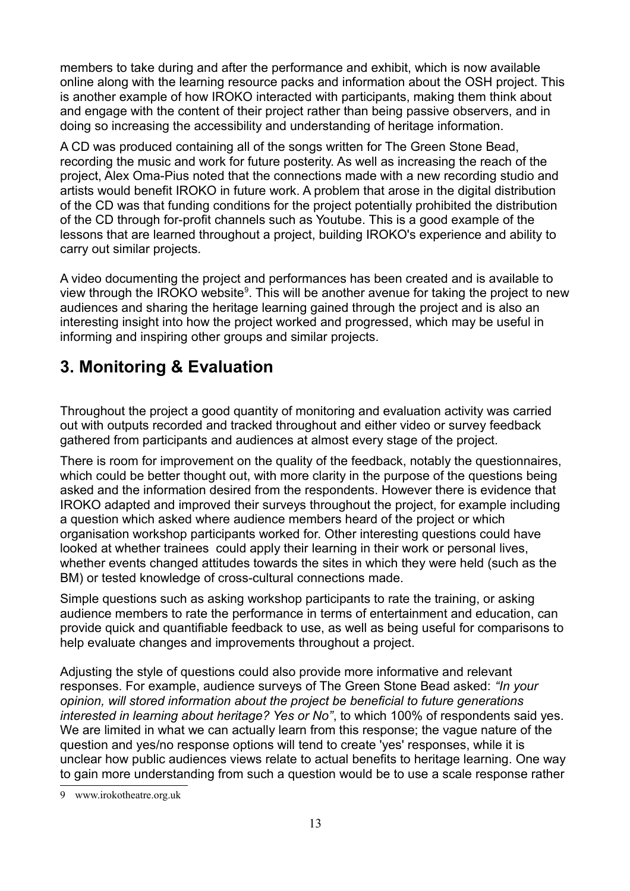members to take during and after the performance and exhibit, which is now available online along with the learning resource packs and information about the OSH project. This is another example of how IROKO interacted with participants, making them think about and engage with the content of their project rather than being passive observers, and in doing so increasing the accessibility and understanding of heritage information.

A CD was produced containing all of the songs written for The Green Stone Bead, recording the music and work for future posterity. As well as increasing the reach of the project, Alex Oma-Pius noted that the connections made with a new recording studio and artists would benefit IROKO in future work. A problem that arose in the digital distribution of the CD was that funding conditions for the project potentially prohibited the distribution of the CD through for-profit channels such as Youtube. This is a good example of the lessons that are learned throughout a project, building IROKO's experience and ability to carry out similar projects.

A video documenting the project and performances has been created and is available to view through the IROKO website[9]. This will be another avenue for taking the project to new audiences and sharing the heritage learning gained through the project and is also an interesting insight into how the project worked and progressed, which may be useful in informing and inspiring other groups and similar projects.

## 3. Monitoring & Evaluation

Throughout the project a good quantity of monitoring and evaluation activity was carried out with outputs recorded and tracked throughout and either video or survey feedback gathered from participants and audiences at almost every stage of the project.

There is room for improvement on the quality of the feedback, notably the questionnaires, which could be better thought out, with more clarity in the purpose of the questions being asked and the information desired from the respondents. However there is evidence that IROKO adapted and improved their surveys throughout the project, for example including a question which asked where audience members heard of the project or which organisation workshop participants worked for. Other interesting questions could have looked at whether trainees could apply their learning in their work or personal lives, whether events changed attitudes towards the sites in which they were held (such as the BM) or tested knowledge of cross-cultural connections made.

Simple questions such as asking workshop participants to rate the training, or asking audience members to rate the performance in terms of entertainment and education, can provide quick and quantifiable feedback to use, as well as being useful for comparisons to help evaluate changes and improvements throughout a project.

Adjusting the style of questions could also provide more informative and relevant responses. For example, audience surveys of The Green Stone Bead asked: *"In your opinion, will stored information about the project be beneficial to future generations interested in learning about heritage? Yes or No"*, to which 100% of respondents said yes. We are limited in what we can actually learn from this response; the vague nature of the question and yes/no response options will tend to create 'yes' responses, while it is unclear how public audiences views relate to actual benefits to heritage learning. One way to gain more understanding from such a question would be to use a scale response rather

9 www.irokotheatre.org.uk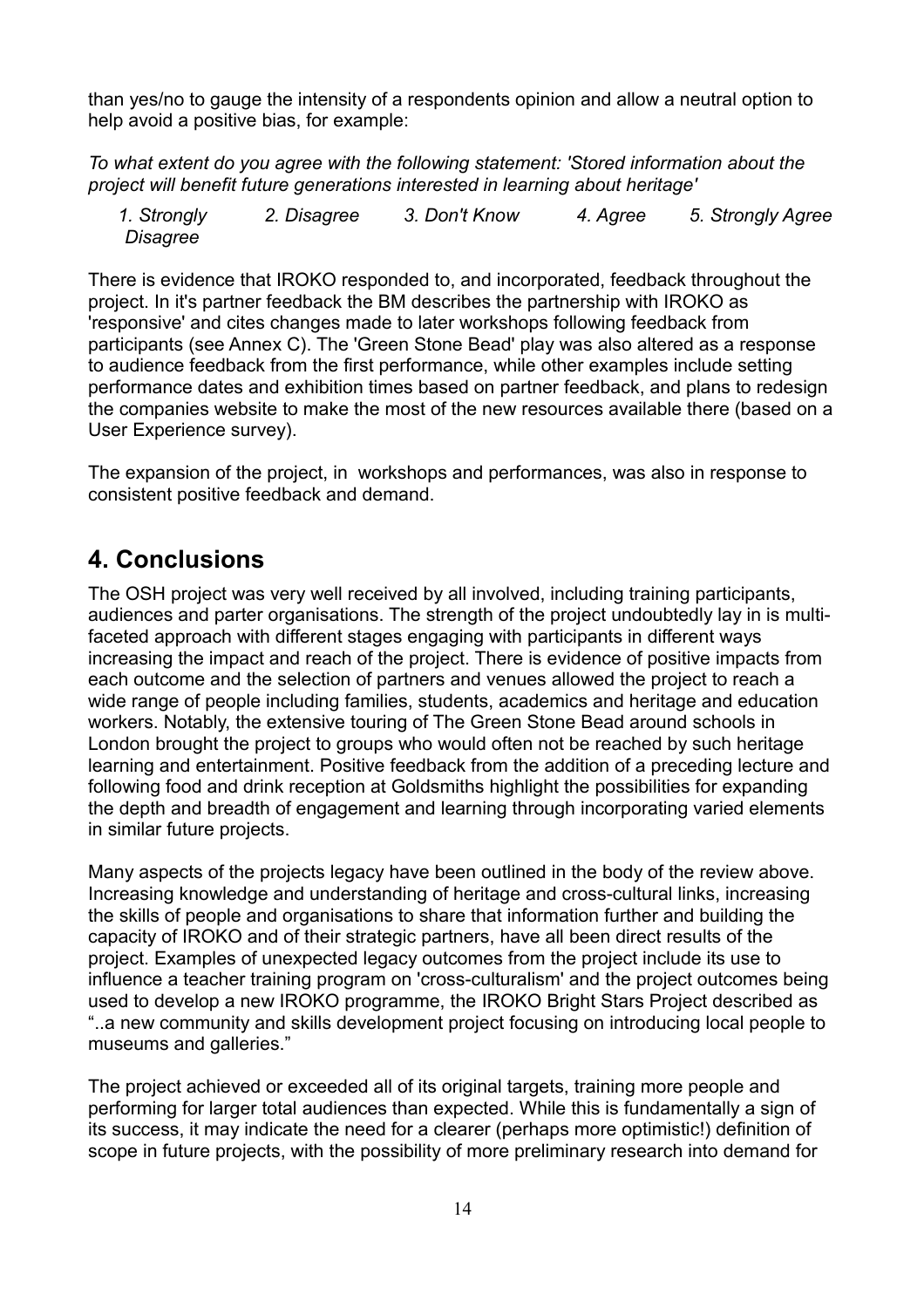than yes/no to gauge the intensity of a respondents opinion and allow a neutral option to help avoid a positive bias, for example:

*To what extent do you agree with the following statement: 'Stored information about the project will benefit future generations interested in learning about heritage'*

*1. Strongly Disagree* *2. Disagree* *3. Don't Know* *4. Agree* *5. Strongly Agree*

There is evidence that IROKO responded to, and incorporated, feedback throughout the project. In it's partner feedback the BM describes the partnership with IROKO as 'responsive' and cites changes made to later workshops following feedback from participants (see Annex C). The 'Green Stone Bead' play was also altered as a response to audience feedback from the first performance, while other examples include setting performance dates and exhibition times based on partner feedback, and plans to redesign the companies website to make the most of the new resources available there (based on a User Experience survey).

The expansion of the project, in workshops and performances, was also in response to consistent positive feedback and demand.

## 4. Conclusions

The OSH project was very well received by all involved, including training participants, audiences and parter organisations. The strength of the project undoubtedly lay in is multi-faceted approach with different stages engaging with participants in different ways increasing the impact and reach of the project. There is evidence of positive impacts from each outcome and the selection of partners and venues allowed the project to reach a wide range of people including families, students, academics and heritage and education workers. Notably, the extensive touring of The Green Stone Bead around schools in London brought the project to groups who would often not be reached by such heritage learning and entertainment. Positive feedback from the addition of a preceding lecture and following food and drink reception at Goldsmiths highlight the possibilities for expanding the depth and breadth of engagement and learning through incorporating varied elements in similar future projects.

Many aspects of the projects legacy have been outlined in the body of the review above. Increasing knowledge and understanding of heritage and cross-cultural links, increasing the skills of people and organisations to share that information further and building the capacity of IROKO and of their strategic partners, have all been direct results of the project. Examples of unexpected legacy outcomes from the project include its use to influence a teacher training program on 'cross-culturalism' and the project outcomes being used to develop a new IROKO programme, the IROKO Bright Stars Project described as "..a new community and skills development project focusing on introducing local people to museums and galleries."

The project achieved or exceeded all of its original targets, training more people and performing for larger total audiences than expected. While this is fundamentally a sign of its success, it may indicate the need for a clearer (perhaps more optimistic!) definition of scope in future projects, with the possibility of more preliminary research into demand for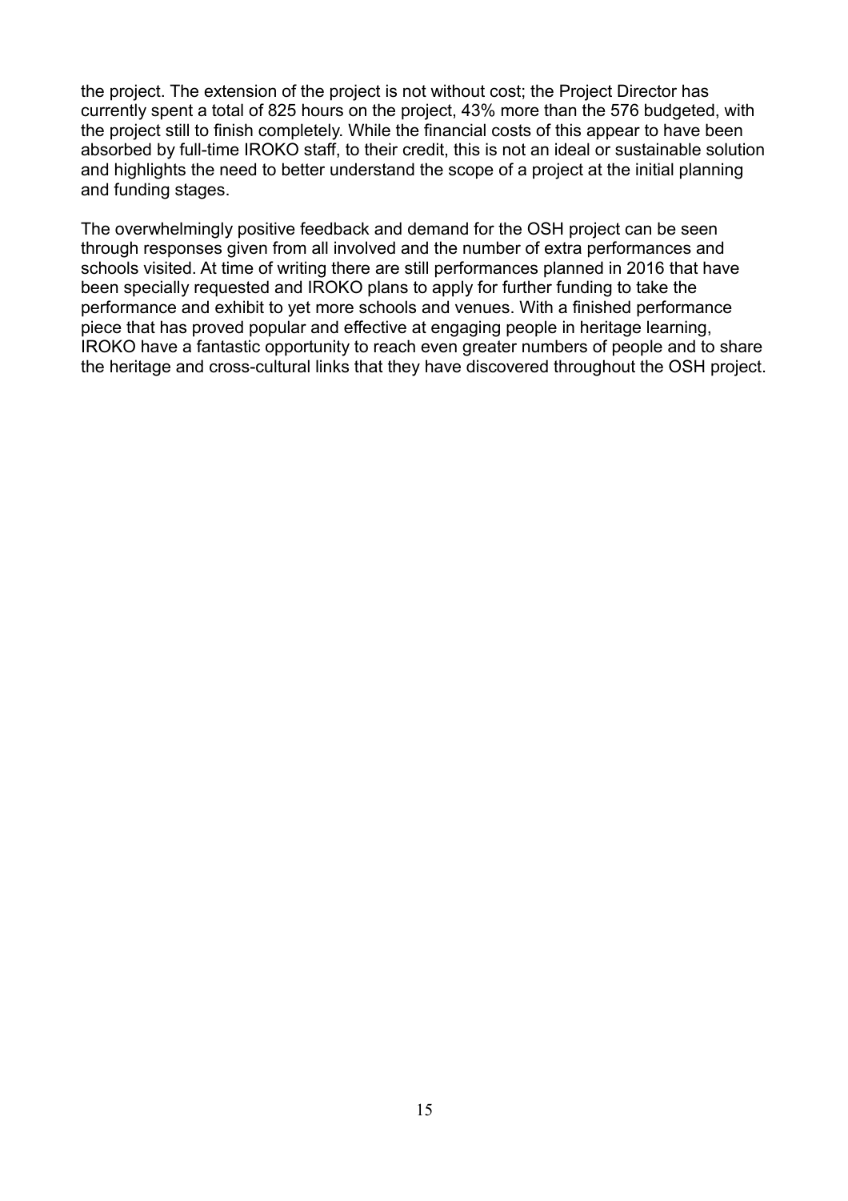the project. The extension of the project is not without cost; the Project Director has currently spent a total of 825 hours on the project, 43% more than the 576 budgeted, with the project still to finish completely. While the financial costs of this appear to have been absorbed by full-time IROKO staff, to their credit, this is not an ideal or sustainable solution and highlights the need to better understand the scope of a project at the initial planning and funding stages.

The overwhelmingly positive feedback and demand for the OSH project can be seen through responses given from all involved and the number of extra performances and schools visited. At time of writing there are still performances planned in 2016 that have been specially requested and IROKO plans to apply for further funding to take the performance and exhibit to yet more schools and venues. With a finished performance piece that has proved popular and effective at engaging people in heritage learning, IROKO have a fantastic opportunity to reach even greater numbers of people and to share the heritage and cross-cultural links that they have discovered throughout the OSH project.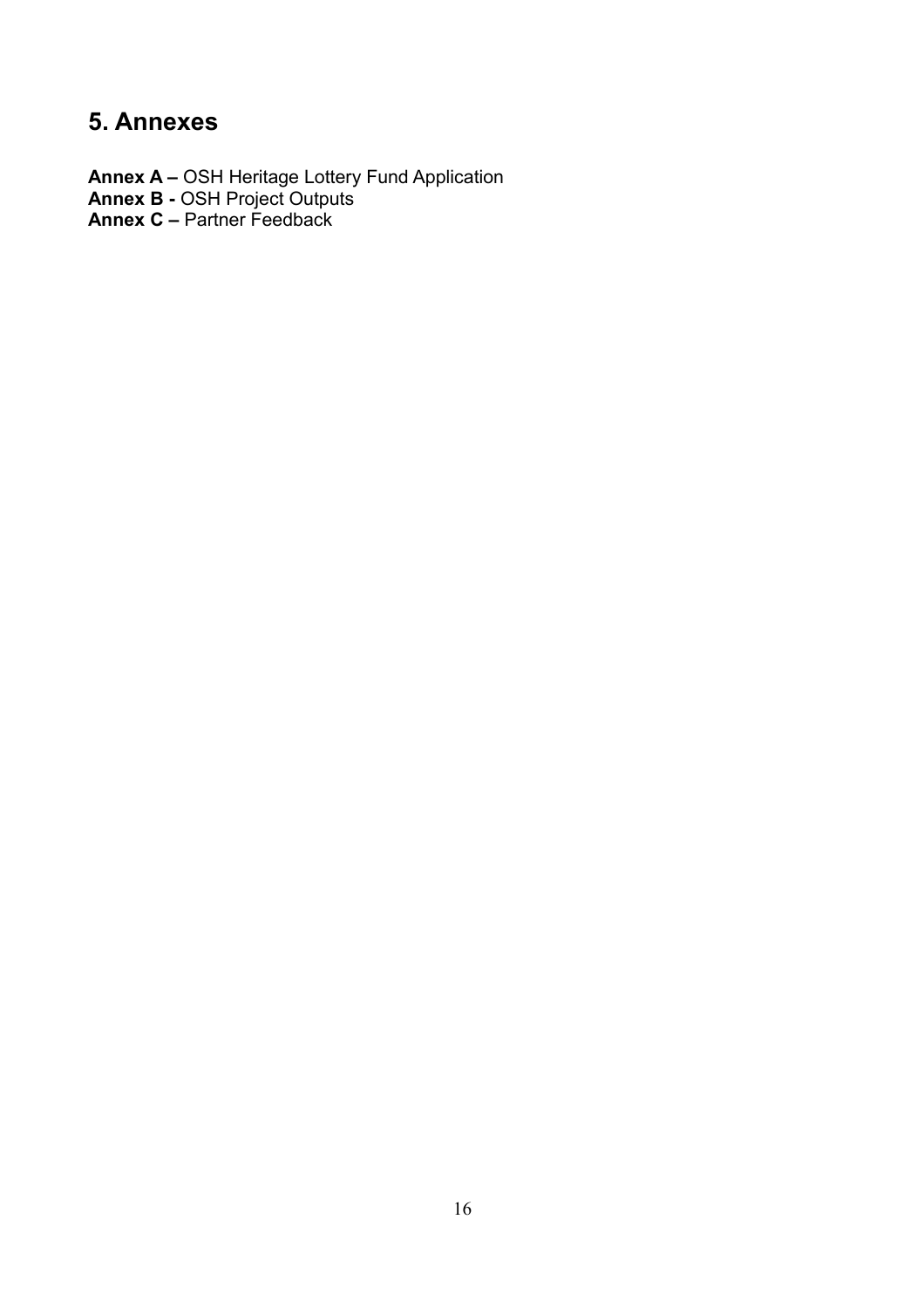## 5. Annexes

**Annex A –** OSH Heritage Lottery Fund Application
**Annex B -** OSH Project Outputs
**Annex C –** Partner Feedback